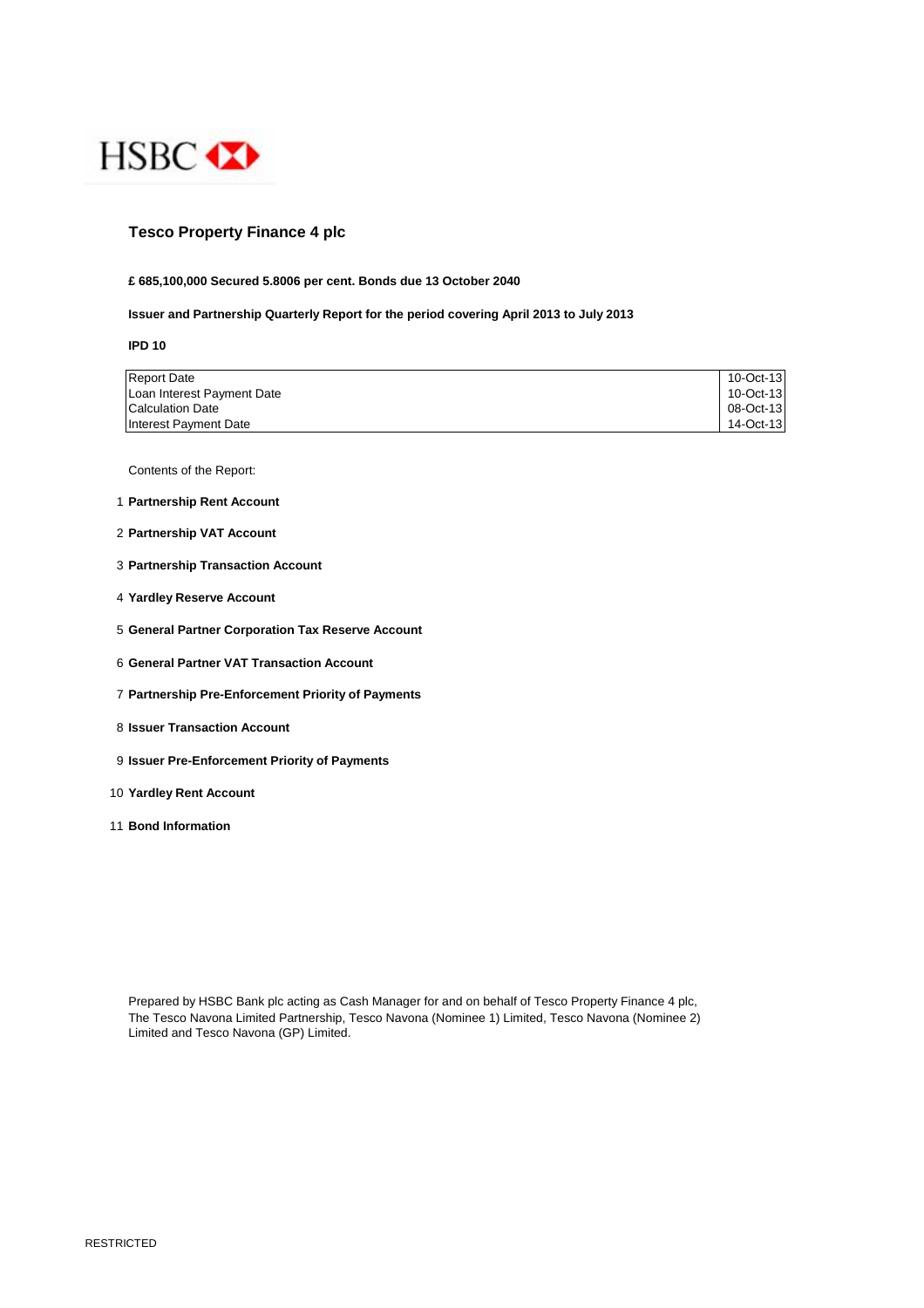HSBC

# Tesco Property Finance 4 plc

**£ 685,100,000 Secured 5.8006 per cent. Bonds due 13 October 2040**

**Issuer and Partnership Quarterly Report for the period covering April 2013 to July 2013**

**IPD 10**

| | |
|---|---|
| Report Date | 10-Oct-13 |
| Loan Interest Payment Date | 10-Oct-13 |
| Calculation Date | 08-Oct-13 |
| Interest Payment Date | 14-Oct-13 |

Contents of the Report:

1. **Partnership Rent Account**
2. **Partnership VAT Account**
3. **Partnership Transaction Account**
4. **Yardley Reserve Account**
5. **General Partner Corporation Tax Reserve Account**
6. **General Partner VAT Transaction Account**
7. **Partnership Pre-Enforcement Priority of Payments**
8. **Issuer Transaction Account**
9. **Issuer Pre-Enforcement Priority of Payments**
10. **Yardley Rent Account**
11. **Bond Information**

Prepared by HSBC Bank plc acting as Cash Manager for and on behalf of Tesco Property Finance 4 plc, The Tesco Navona Limited Partnership, Tesco Navona (Nominee 1) Limited, Tesco Navona (Nominee 2) Limited and Tesco Navona (GP) Limited.

RESTRICTED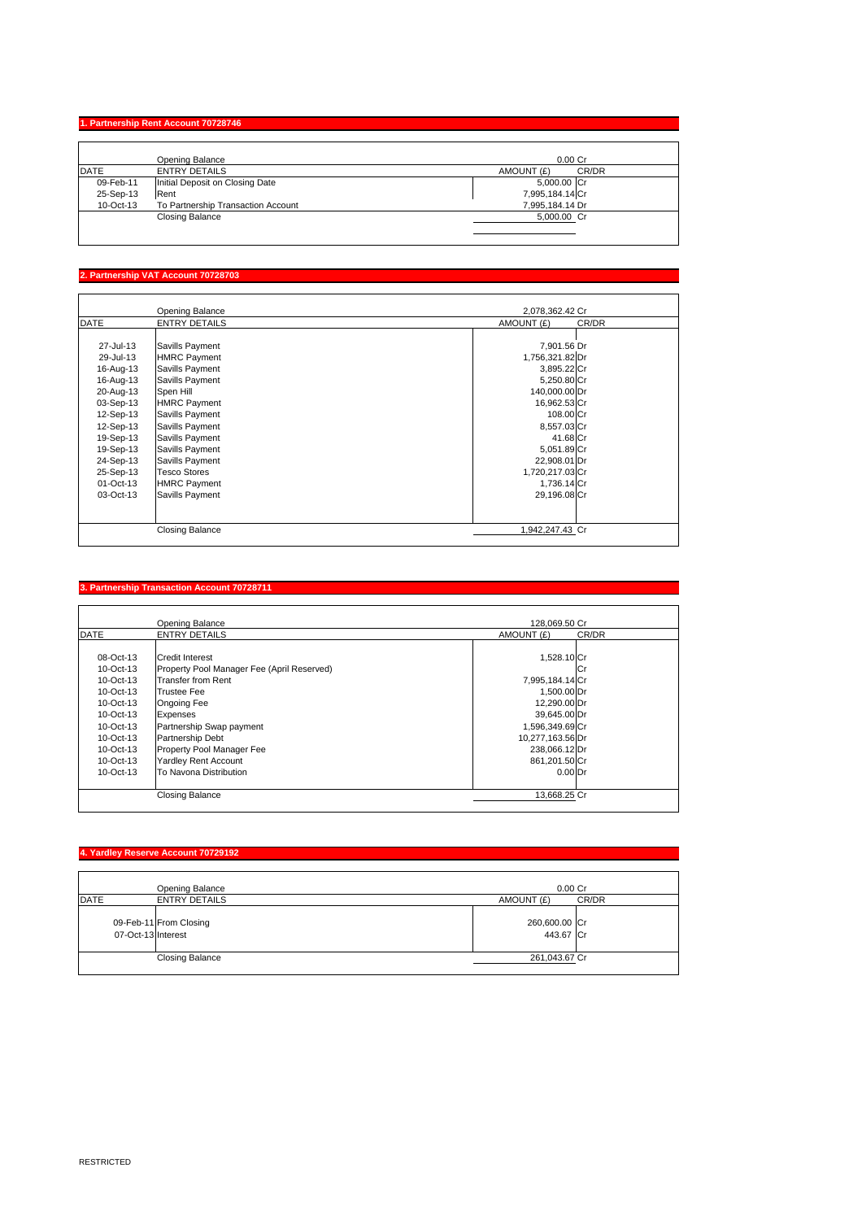## 1. Partnership Rent Account 70728746

| DATE | ENTRY DETAILS | AMOUNT (£) | CR/DR |
|---|---|---|---|
| | Opening Balance | 0.00 | Cr |
| 09-Feb-11 | Initial Deposit on Closing Date | 5,000.00 | Cr |
| 25-Sep-13 | Rent | 7,995,184.14 | Cr |
| 10-Oct-13 | To Partnership Transaction Account | 7,995,184.14 | Dr |
| | Closing Balance | 5,000.00 | Cr |

## 2. Partnership VAT Account 70728703

| DATE | ENTRY DETAILS | AMOUNT (£) | CR/DR |
|---|---|---|---|
| | Opening Balance | 2,078,362.42 | Cr |
| 27-Jul-13 | Savills Payment | 7,901.56 | Dr |
| 29-Jul-13 | HMRC Payment | 1,756,321.82 | Dr |
| 16-Aug-13 | Savills Payment | 3,895.22 | Cr |
| 16-Aug-13 | Savills Payment | 5,250.80 | Cr |
| 20-Aug-13 | Spen Hill | 140,000.00 | Dr |
| 03-Sep-13 | HMRC Payment | 16,962.53 | Cr |
| 12-Sep-13 | Savills Payment | 108.00 | Cr |
| 12-Sep-13 | Savills Payment | 8,557.03 | Cr |
| 19-Sep-13 | Savills Payment | 41.68 | Cr |
| 19-Sep-13 | Savills Payment | 5,051.89 | Cr |
| 24-Sep-13 | Savills Payment | 22,908.01 | Dr |
| 25-Sep-13 | Tesco Stores | 1,720,217.03 | Cr |
| 01-Oct-13 | HMRC Payment | 1,736.14 | Cr |
| 03-Oct-13 | Savills Payment | 29,196.08 | Cr |
| | Closing Balance | 1,942,247.43 | Cr |

## 3. Partnership Transaction Account 70728711

| DATE | ENTRY DETAILS | AMOUNT (£) | CR/DR |
|---|---|---|---|
| | Opening Balance | 128,069.50 | Cr |
| 08-Oct-13 | Credit Interest | 1,528.10 | Cr |
| 10-Oct-13 | Property Pool Manager Fee (April Reserved) | | Cr |
| 10-Oct-13 | Transfer from Rent | 7,995,184.14 | Cr |
| 10-Oct-13 | Trustee Fee | 1,500.00 | Dr |
| 10-Oct-13 | Ongoing Fee | 12,290.00 | Dr |
| 10-Oct-13 | Expenses | 39,645.00 | Dr |
| 10-Oct-13 | Partnership Swap payment | 1,596,349.69 | Cr |
| 10-Oct-13 | Partnership Debt | 10,277,163.56 | Dr |
| 10-Oct-13 | Property Pool Manager Fee | 238,066.12 | Dr |
| 10-Oct-13 | Yardley Rent Account | 861,201.50 | Cr |
| 10-Oct-13 | To Navona Distribution | 0.00 | Dr |
| | Closing Balance | 13,668.25 | Cr |

## 4. Yardley Reserve Account 70729192

| DATE | ENTRY DETAILS | AMOUNT (£) | CR/DR |
|---|---|---|---|
| | Opening Balance | 0.00 | Cr |
| 09-Feb-11 | From Closing | 260,600.00 | Cr |
| 07-Oct-13 | Interest | 443.67 | Cr |
| | Closing Balance | 261,043.67 | Cr |

RESTRICTED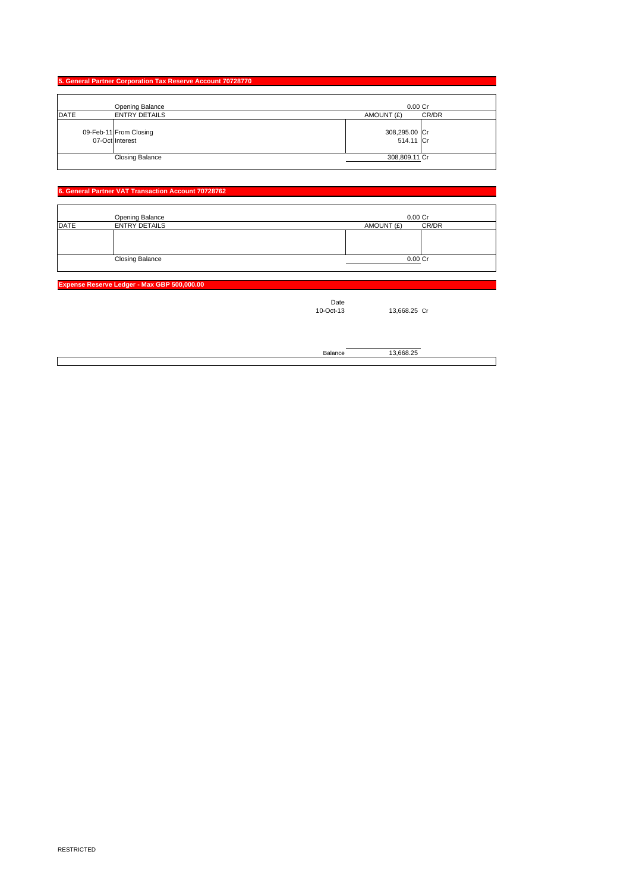## 5. General Partner Corporation Tax Reserve Account 70728770

| DATE | ENTRY DETAILS | AMOUNT (£) | CR/DR |
|---|---|---|---|
| | Opening Balance | 0.00 | Cr |
| 09-Feb-11 | From Closing | 308,295.00 | Cr |
| 07-Oct | Interest | 514.11 | Cr |
| | Closing Balance | 308,809.11 | Cr |

## 6. General Partner VAT Transaction Account 70728762

| DATE | ENTRY DETAILS | AMOUNT (£) | CR/DR |
|---|---|---|---|
| | Opening Balance | 0.00 | Cr |
| | | | |
| | Closing Balance | 0.00 | Cr |

## Expense Reserve Ledger - Max GBP 500,000.00

| Date | | |
|---|---|---|
| 10-Oct-13 | 13,668.25 | Cr |
| Balance | 13,668.25 | |

RESTRICTED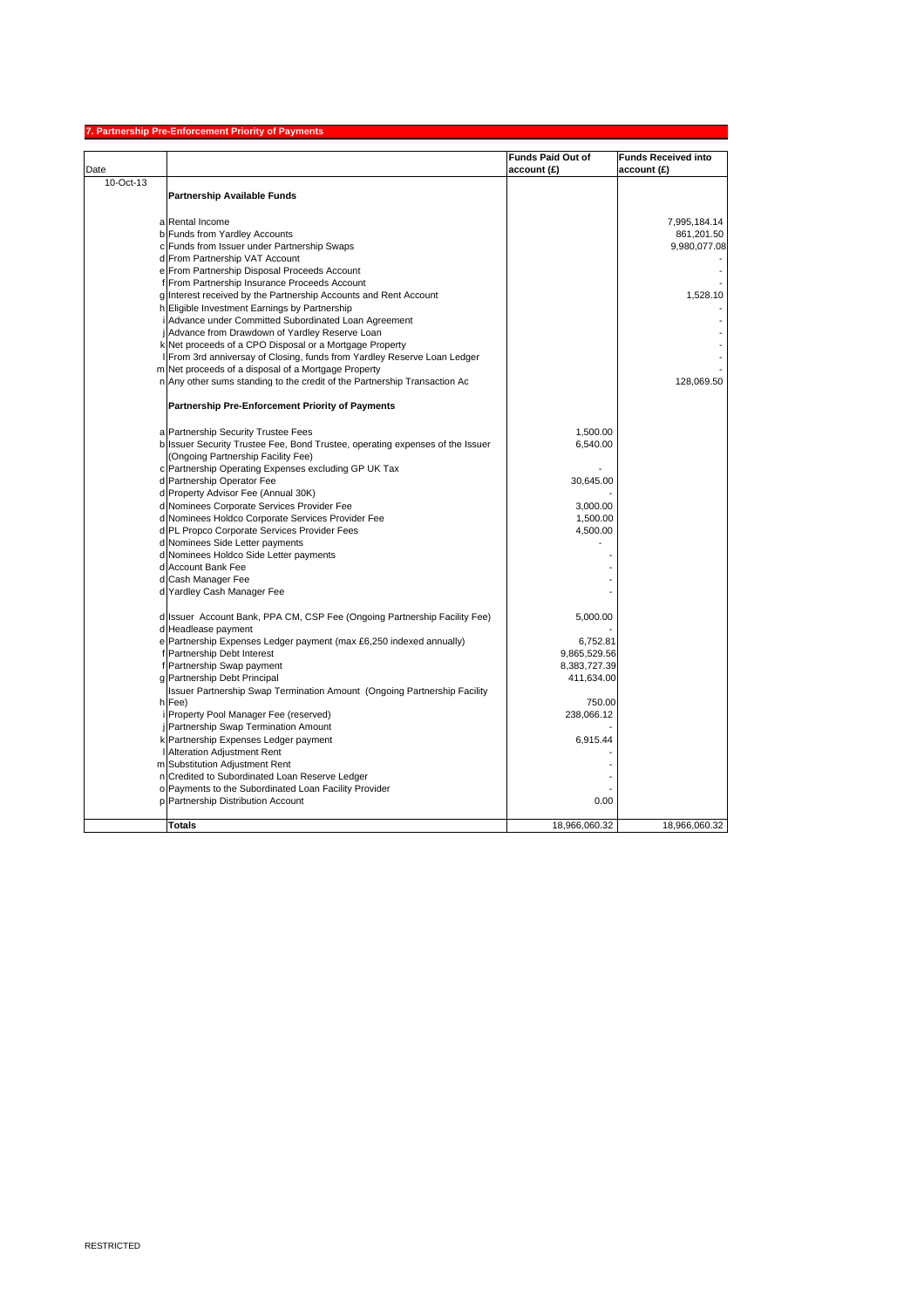## 7. Partnership Pre-Enforcement Priority of Payments

| Date | | | Funds Paid Out of account (£) | Funds Received into account (£) |
|---|---|---|---|---|
| 10-Oct-13 | | **Partnership Available Funds** | | |
| | a | Rental Income | | 7,995,184.14 |
| | b | Funds from Yardley Accounts | | 861,201.50 |
| | c | Funds from Issuer under Partnership Swaps | | 9,980,077.08 |
| | d | From Partnership VAT Account | | - |
| | e | From Partnership Disposal Proceeds Account | | - |
| | f | From Partnership Insurance Proceeds Account | | - |
| | g | Interest received by the Partnership Accounts and Rent Account | | 1,528.10 |
| | h | Eligible Investment Earnings by Partnership | | - |
| | i | Advance under Committed Subordinated Loan Agreement | | - |
| | j | Advance from Drawdown of Yardley Reserve Loan | | - |
| | k | Net proceeds of a CPO Disposal or a Mortgage Property | | - |
| | l | From 3rd anniversay of Closing, funds from Yardley Reserve Loan Ledger | | - |
| | m | Net proceeds of a disposal of a Mortgage Property | | - |
| | n | Any other sums standing to the credit of the Partnership Transaction Ac | | 128,069.50 |
| | | **Partnership Pre-Enforcement Priority of Payments** | | |
| | a | Partnership Security Trustee Fees | 1,500.00 | |
| | b | Issuer Security Trustee Fee, Bond Trustee, operating expenses of the Issuer (Ongoing Partnership Facility Fee) | 6,540.00 | |
| | c | Partnership Operating Expenses excluding GP UK Tax | - | |
| | d | Partnership Operator Fee | 30,645.00 | |
| | d | Property Advisor Fee (Annual 30K) | - | |
| | d | Nominees Corporate Services Provider Fee | 3,000.00 | |
| | d | Nominees Holdco Corporate Services Provider Fee | 1,500.00 | |
| | d | PL Propco Corporate Services Provider Fees | 4,500.00 | |
| | d | Nominees Side Letter payments | - | |
| | d | Nominees Holdco Side Letter payments | - | |
| | d | Account Bank Fee | - | |
| | d | Cash Manager Fee | - | |
| | d | Yardley Cash Manager Fee | - | |
| | d | Issuer Account Bank, PPA CM, CSP Fee (Ongoing Partnership Facility Fee) | 5,000.00 | |
| | d | Headlease payment | - | |
| | e | Partnership Expenses Ledger payment (max £6,250 indexed annually) | 6,752.81 | |
| | f | Partnership Debt Interest | 9,865,529.56 | |
| | f | Partnership Swap payment | 8,383,727.39 | |
| | g | Partnership Debt Principal | 411,634.00 | |
| | h | Issuer Partnership Swap Termination Amount (Ongoing Partnership Facility Fee) | 750.00 | |
| | i | Property Pool Manager Fee (reserved) | 238,066.12 | |
| | j | Partnership Swap Termination Amount | - | |
| | k | Partnership Expenses Ledger payment | 6,915.44 | |
| | l | Alteration Adjustment Rent | - | |
| | m | Substitution Adjustment Rent | - | |
| | n | Credited to Subordinated Loan Reserve Ledger | - | |
| | o | Payments to the Subordinated Loan Facility Provider | - | |
| | p | Partnership Distribution Account | 0.00 | |
| | | **Totals** | 18,966,060.32 | 18,966,060.32 |

RESTRICTED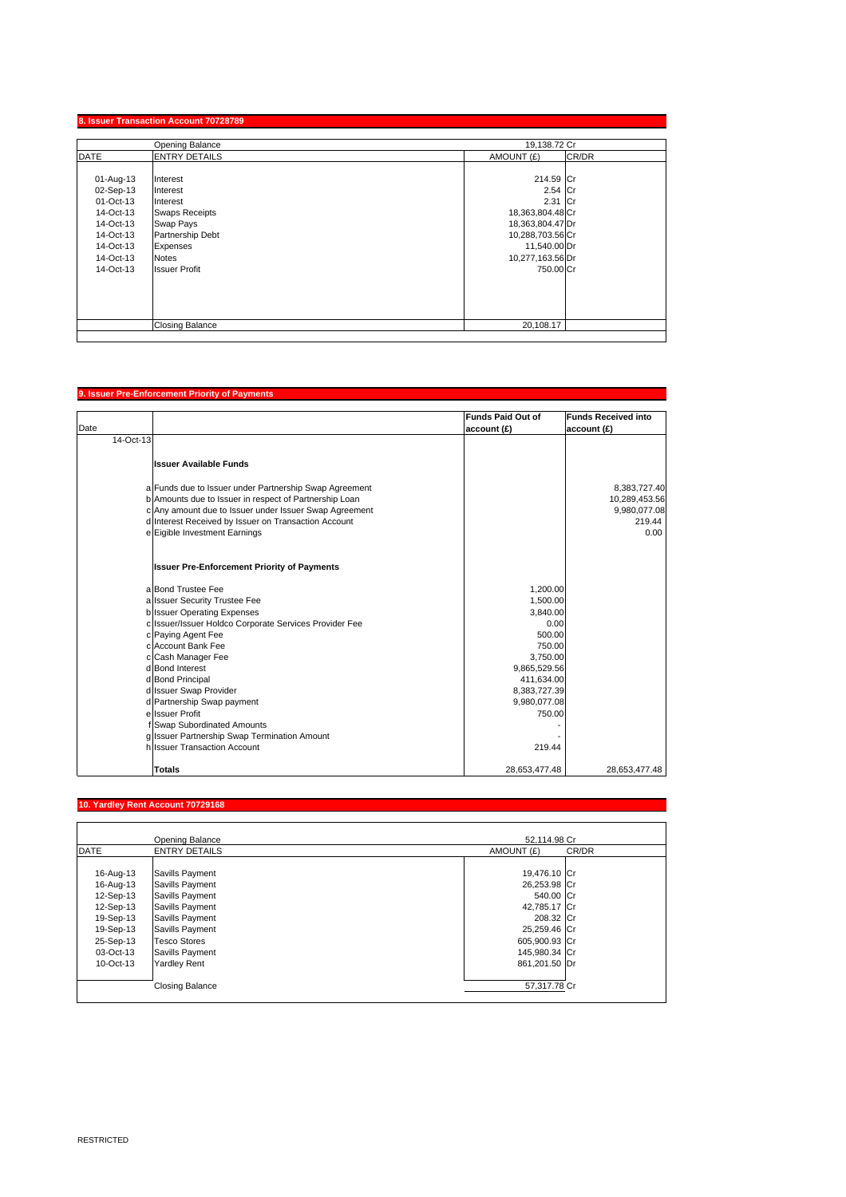## 8. Issuer Transaction Account 70728789

| DATE | ENTRY DETAILS | AMOUNT (£) | CR/DR |
|---|---|---|---|
| | Opening Balance | 19,138.72 | Cr |
| 01-Aug-13 | Interest | 214.59 | Cr |
| 02-Sep-13 | Interest | 2.54 | Cr |
| 01-Oct-13 | Interest | 2.31 | Cr |
| 14-Oct-13 | Swaps Receipts | 18,363,804.48 | Cr |
| 14-Oct-13 | Swap Pays | 18,363,804.47 | Dr |
| 14-Oct-13 | Partnership Debt | 10,288,703.56 | Cr |
| 14-Oct-13 | Expenses | 11,540.00 | Dr |
| 14-Oct-13 | Notes | 10,277,163.56 | Dr |
| 14-Oct-13 | Issuer Profit | 750.00 | Cr |
| | Closing Balance | 20,108.17 | |

## 9. Issuer Pre-Enforcement Priority of Payments

| Date | | | Funds Paid Out of account (£) | Funds Received into account (£) |
|---|---|---|---|---|
| 14-Oct-13 | | | | |
| | | **Issuer Available Funds** | | |
| | a | Funds due to Issuer under Partnership Swap Agreement | | 8,383,727.40 |
| | b | Amounts due to Issuer in respect of Partnership Loan | | 10,289,453.56 |
| | c | Any amount due to Issuer under Issuer Swap Agreement | | 9,980,077.08 |
| | d | Interest Received by Issuer on Transaction Account | | 219.44 |
| | e | Eigible Investment Earnings | | 0.00 |
| | | **Issuer Pre-Enforcement Priority of Payments** | | |
| | a | Bond Trustee Fee | 1,200.00 | |
| | a | Issuer Security Trustee Fee | 1,500.00 | |
| | b | Issuer Operating Expenses | 3,840.00 | |
| | c | Issuer/Issuer Holdco Corporate Services Provider Fee | 0.00 | |
| | c | Paying Agent Fee | 500.00 | |
| | c | Account Bank Fee | 750.00 | |
| | c | Cash Manager Fee | 3,750.00 | |
| | d | Bond Interest | 9,865,529.56 | |
| | d | Bond Principal | 411,634.00 | |
| | d | Issuer Swap Provider | 8,383,727.39 | |
| | d | Partnership Swap payment | 9,980,077.08 | |
| | e | Issuer Profit | 750.00 | |
| | f | Swap Subordinated Amounts | - | |
| | g | Issuer Partnership Swap Termination Amount | - | |
| | h | Issuer Transaction Account | 219.44 | |
| | | **Totals** | 28,653,477.48 | 28,653,477.48 |

## 10. Yardley Rent Account 70729168

| DATE | ENTRY DETAILS | AMOUNT (£) | CR/DR |
|---|---|---|---|
| | Opening Balance | 52,114.98 | Cr |
| 16-Aug-13 | Savills Payment | 19,476.10 | Cr |
| 16-Aug-13 | Savills Payment | 26,253.98 | Cr |
| 12-Sep-13 | Savills Payment | 540.00 | Cr |
| 12-Sep-13 | Savills Payment | 42,785.17 | Cr |
| 19-Sep-13 | Savills Payment | 208.32 | Cr |
| 19-Sep-13 | Savills Payment | 25,259.46 | Cr |
| 25-Sep-13 | Tesco Stores | 605,900.93 | Cr |
| 03-Oct-13 | Savills Payment | 145,980.34 | Cr |
| 10-Oct-13 | Yardley Rent | 861,201.50 | Dr |
| | Closing Balance | 57,317.78 | Cr |

RESTRICTED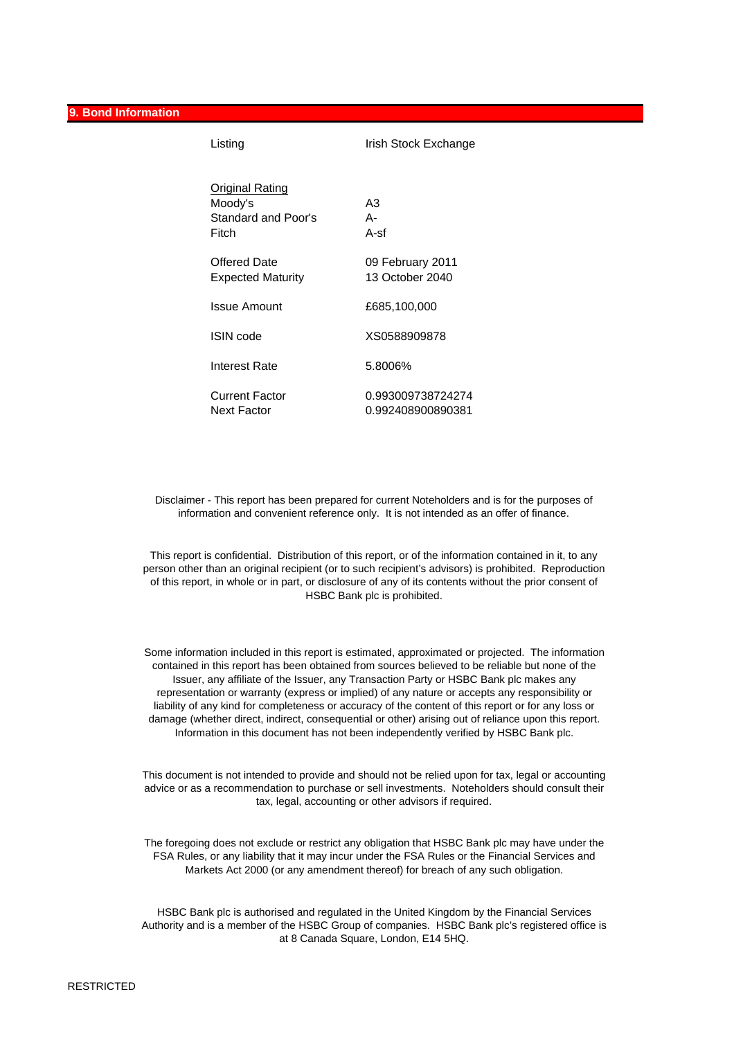## 9. Bond Information

| | |
|---|---|
| Listing | Irish Stock Exchange |
| Original Rating | |
| Moody's | A3 |
| Standard and Poor's | A- |
| Fitch | A-sf |
| Offered Date | 09 February 2011 |
| Expected Maturity | 13 October 2040 |
| Issue Amount | £685,100,000 |
| ISIN code | XS0588909878 |
| Interest Rate | 5.8006% |
| Current Factor | 0.993009738724274 |
| Next Factor | 0.992408900890381 |

Disclaimer - This report has been prepared for current Noteholders and is for the purposes of information and convenient reference only. It is not intended as an offer of finance.

This report is confidential. Distribution of this report, or of the information contained in it, to any person other than an original recipient (or to such recipient's advisors) is prohibited. Reproduction of this report, in whole or in part, or disclosure of any of its contents without the prior consent of HSBC Bank plc is prohibited.

Some information included in this report is estimated, approximated or projected. The information contained in this report has been obtained from sources believed to be reliable but none of the Issuer, any affiliate of the Issuer, any Transaction Party or HSBC Bank plc makes any representation or warranty (express or implied) of any nature or accepts any responsibility or liability of any kind for completeness or accuracy of the content of this report or for any loss or damage (whether direct, indirect, consequential or other) arising out of reliance upon this report. Information in this document has not been independently verified by HSBC Bank plc.

This document is not intended to provide and should not be relied upon for tax, legal or accounting advice or as a recommendation to purchase or sell investments. Noteholders should consult their tax, legal, accounting or other advisors if required.

The foregoing does not exclude or restrict any obligation that HSBC Bank plc may have under the FSA Rules, or any liability that it may incur under the FSA Rules or the Financial Services and Markets Act 2000 (or any amendment thereof) for breach of any such obligation.

HSBC Bank plc is authorised and regulated in the United Kingdom by the Financial Services Authority and is a member of the HSBC Group of companies. HSBC Bank plc's registered office is at 8 Canada Square, London, E14 5HQ.

RESTRICTED